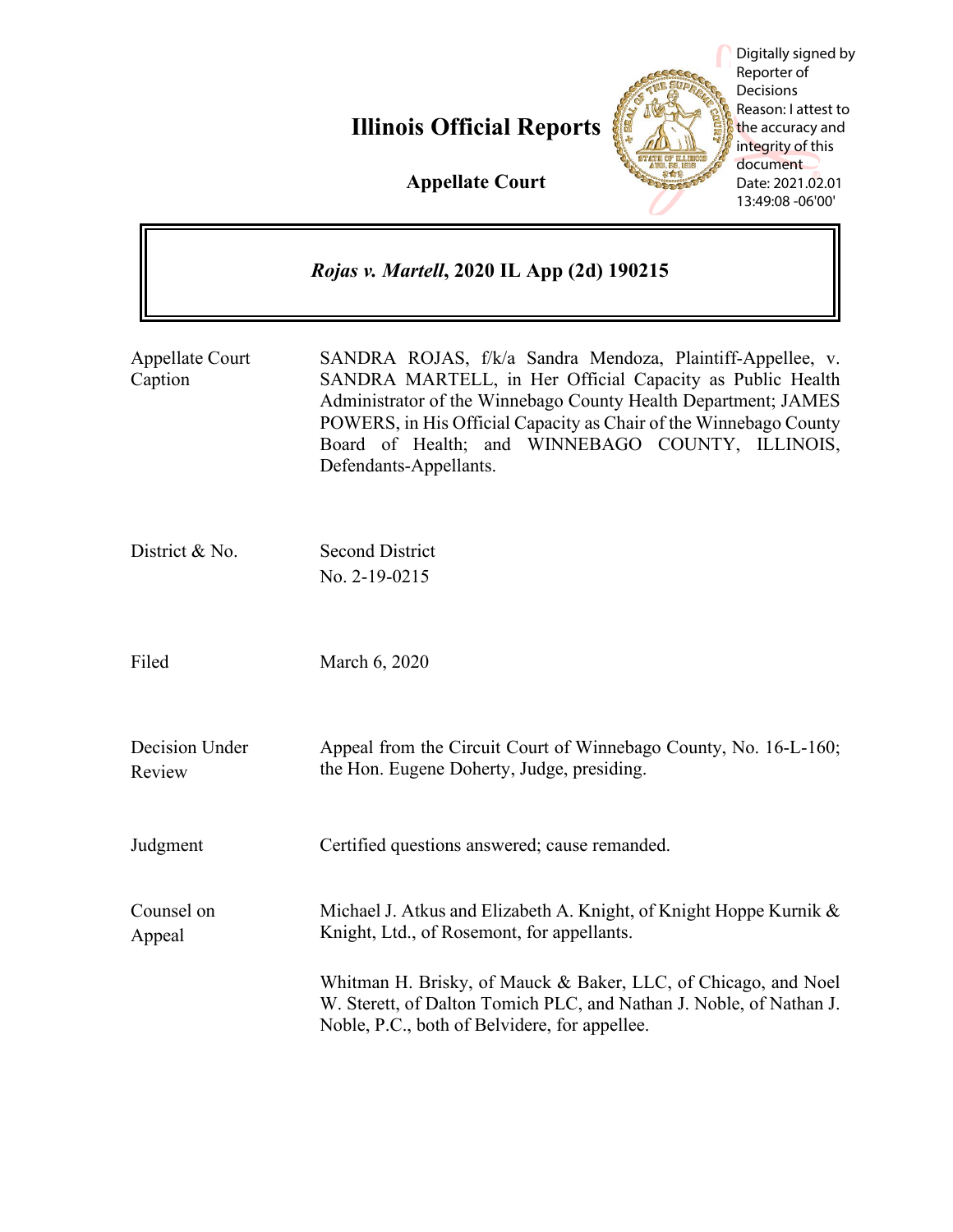# Illinois Official Reports

**Appellate Court**

Digitally signed by Reporter of Decisions
Reason: I attest to the accuracy and integrity of this document
Date: 2021.02.01 13:49:08 -06'00'

***Rojas v. Martell*, 2020 IL App (2d) 190215**

| | |
|---|---|
| Appellate Court Caption | SANDRA ROJAS, f/k/a Sandra Mendoza, Plaintiff-Appellee, v. SANDRA MARTELL, in Her Official Capacity as Public Health Administrator of the Winnebago County Health Department; JAMES POWERS, in His Official Capacity as Chair of the Winnebago County Board of Health; and WINNEBAGO COUNTY, ILLINOIS, Defendants-Appellants. |
| District & No. | Second District<br>No. 2-19-0215 |
| Filed | March 6, 2020 |
| Decision Under Review | Appeal from the Circuit Court of Winnebago County, No. 16-L-160; the Hon. Eugene Doherty, Judge, presiding. |
| Judgment | Certified questions answered; cause remanded. |
| Counsel on Appeal | Michael J. Atkus and Elizabeth A. Knight, of Knight Hoppe Kurnik & Knight, Ltd., of Rosemont, for appellants.<br><br>Whitman H. Brisky, of Mauck & Baker, LLC, of Chicago, and Noel W. Sterett, of Dalton Tomich PLC, and Nathan J. Noble, of Nathan J. Noble, P.C., both of Belvidere, for appellee. |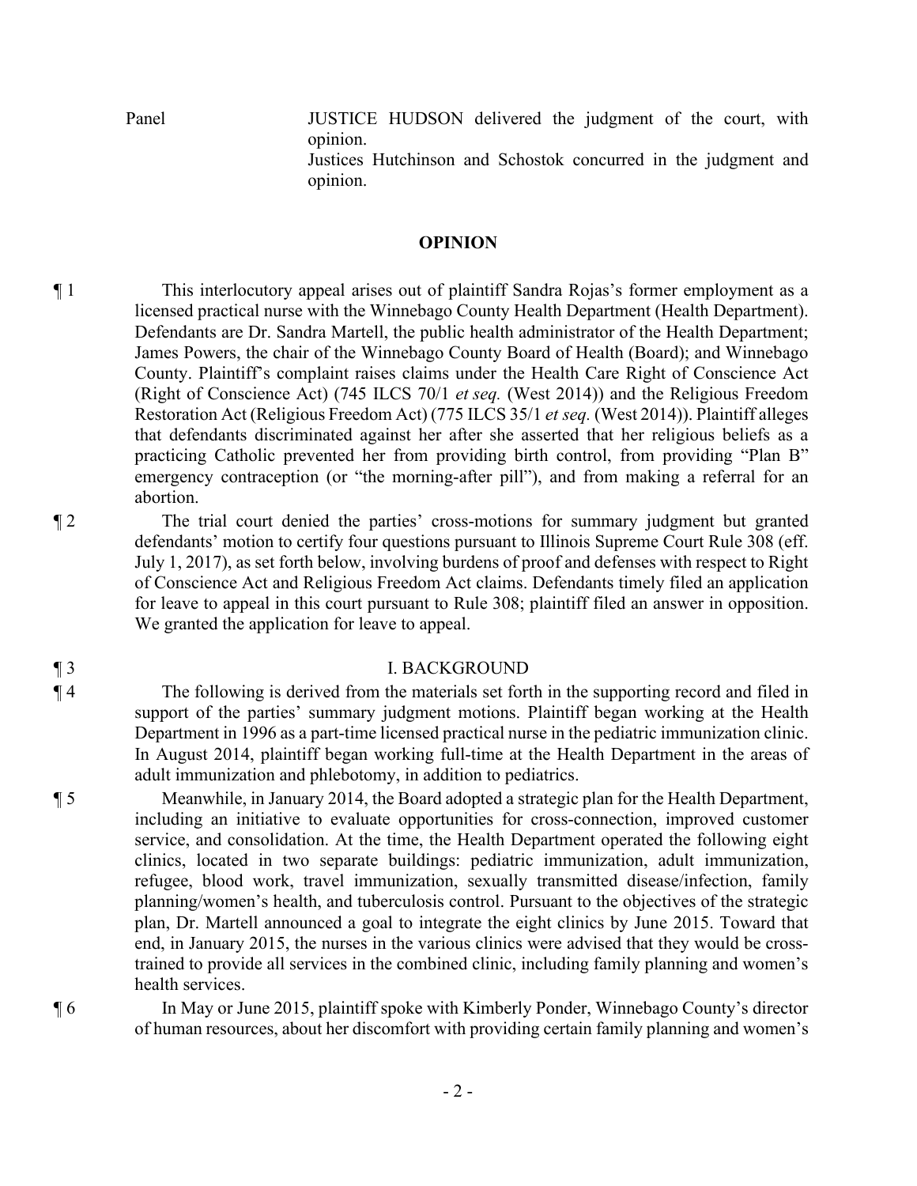Panel JUSTICE HUDSON delivered the judgment of the court, with opinion.
Justices Hutchinson and Schostok concurred in the judgment and opinion.

## OPINION

¶ 1 This interlocutory appeal arises out of plaintiff Sandra Rojas's former employment as a licensed practical nurse with the Winnebago County Health Department (Health Department). Defendants are Dr. Sandra Martell, the public health administrator of the Health Department; James Powers, the chair of the Winnebago County Board of Health (Board); and Winnebago County. Plaintiff's complaint raises claims under the Health Care Right of Conscience Act (Right of Conscience Act) (745 ILCS 70/1 *et seq.* (West 2014)) and the Religious Freedom Restoration Act (Religious Freedom Act) (775 ILCS 35/1 *et seq.* (West 2014)). Plaintiff alleges that defendants discriminated against her after she asserted that her religious beliefs as a practicing Catholic prevented her from providing birth control, from providing "Plan B" emergency contraception (or "the morning-after pill"), and from making a referral for an abortion.

¶ 2 The trial court denied the parties' cross-motions for summary judgment but granted defendants' motion to certify four questions pursuant to Illinois Supreme Court Rule 308 (eff. July 1, 2017), as set forth below, involving burdens of proof and defenses with respect to Right of Conscience Act and Religious Freedom Act claims. Defendants timely filed an application for leave to appeal in this court pursuant to Rule 308; plaintiff filed an answer in opposition. We granted the application for leave to appeal.

## ¶ 3 I. BACKGROUND

¶ 4 The following is derived from the materials set forth in the supporting record and filed in support of the parties' summary judgment motions. Plaintiff began working at the Health Department in 1996 as a part-time licensed practical nurse in the pediatric immunization clinic. In August 2014, plaintiff began working full-time at the Health Department in the areas of adult immunization and phlebotomy, in addition to pediatrics.

¶ 5 Meanwhile, in January 2014, the Board adopted a strategic plan for the Health Department, including an initiative to evaluate opportunities for cross-connection, improved customer service, and consolidation. At the time, the Health Department operated the following eight clinics, located in two separate buildings: pediatric immunization, adult immunization, refugee, blood work, travel immunization, sexually transmitted disease/infection, family planning/women's health, and tuberculosis control. Pursuant to the objectives of the strategic plan, Dr. Martell announced a goal to integrate the eight clinics by June 2015. Toward that end, in January 2015, the nurses in the various clinics were advised that they would be cross-trained to provide all services in the combined clinic, including family planning and women's health services.

¶ 6 In May or June 2015, plaintiff spoke with Kimberly Ponder, Winnebago County's director of human resources, about her discomfort with providing certain family planning and women's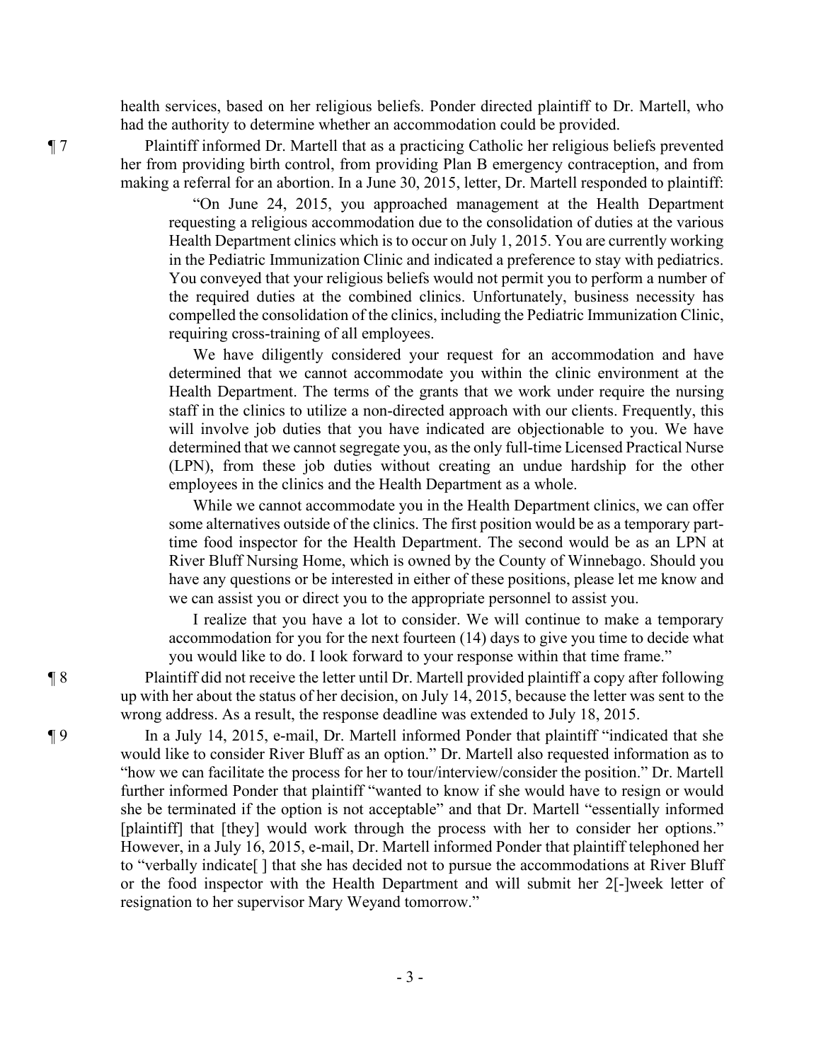health services, based on her religious beliefs. Ponder directed plaintiff to Dr. Martell, who had the authority to determine whether an accommodation could be provided.

¶ 7 Plaintiff informed Dr. Martell that as a practicing Catholic her religious beliefs prevented her from providing birth control, from providing Plan B emergency contraception, and from making a referral for an abortion. In a June 30, 2015, letter, Dr. Martell responded to plaintiff:

> "On June 24, 2015, you approached management at the Health Department requesting a religious accommodation due to the consolidation of duties at the various Health Department clinics which is to occur on July 1, 2015. You are currently working in the Pediatric Immunization Clinic and indicated a preference to stay with pediatrics. You conveyed that your religious beliefs would not permit you to perform a number of the required duties at the combined clinics. Unfortunately, business necessity has compelled the consolidation of the clinics, including the Pediatric Immunization Clinic, requiring cross-training of all employees.
>
> We have diligently considered your request for an accommodation and have determined that we cannot accommodate you within the clinic environment at the Health Department. The terms of the grants that we work under require the nursing staff in the clinics to utilize a non-directed approach with our clients. Frequently, this will involve job duties that you have indicated are objectionable to you. We have determined that we cannot segregate you, as the only full-time Licensed Practical Nurse (LPN), from these job duties without creating an undue hardship for the other employees in the clinics and the Health Department as a whole.
>
> While we cannot accommodate you in the Health Department clinics, we can offer some alternatives outside of the clinics. The first position would be as a temporary part-time food inspector for the Health Department. The second would be as an LPN at River Bluff Nursing Home, which is owned by the County of Winnebago. Should you have any questions or be interested in either of these positions, please let me know and we can assist you or direct you to the appropriate personnel to assist you.
>
> I realize that you have a lot to consider. We will continue to make a temporary accommodation for you for the next fourteen (14) days to give you time to decide what you would like to do. I look forward to your response within that time frame."

¶ 8 Plaintiff did not receive the letter until Dr. Martell provided plaintiff a copy after following up with her about the status of her decision, on July 14, 2015, because the letter was sent to the wrong address. As a result, the response deadline was extended to July 18, 2015.

¶ 9 In a July 14, 2015, e-mail, Dr. Martell informed Ponder that plaintiff "indicated that she would like to consider River Bluff as an option." Dr. Martell also requested information as to "how we can facilitate the process for her to tour/interview/consider the position." Dr. Martell further informed Ponder that plaintiff "wanted to know if she would have to resign or would she be terminated if the option is not acceptable" and that Dr. Martell "essentially informed [plaintiff] that [they] would work through the process with her to consider her options." However, in a July 16, 2015, e-mail, Dr. Martell informed Ponder that plaintiff telephoned her to "verbally indicate[ ] that she has decided not to pursue the accommodations at River Bluff or the food inspector with the Health Department and will submit her 2[-]week letter of resignation to her supervisor Mary Weyand tomorrow."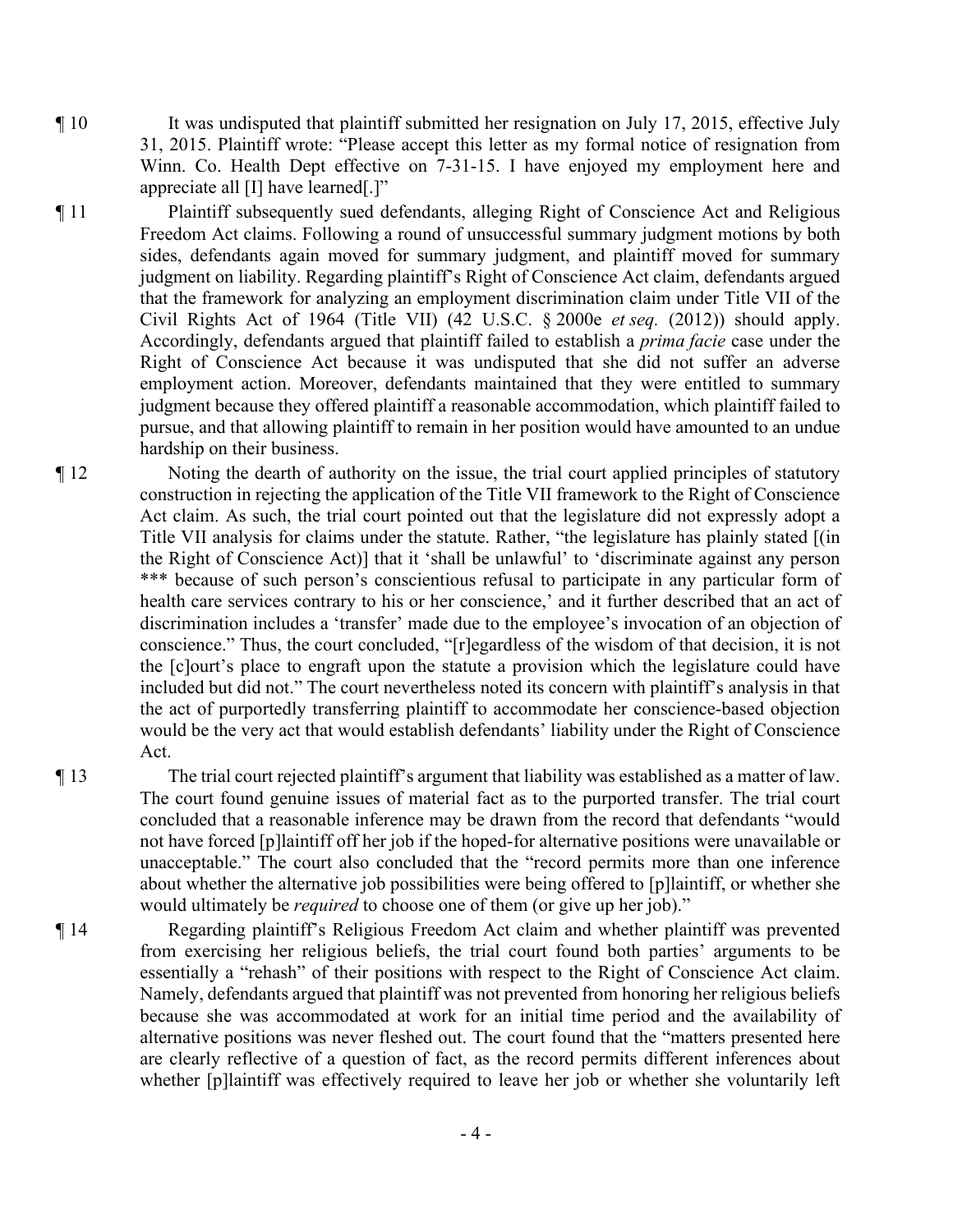¶ 10 It was undisputed that plaintiff submitted her resignation on July 17, 2015, effective July 31, 2015. Plaintiff wrote: "Please accept this letter as my formal notice of resignation from Winn. Co. Health Dept effective on 7-31-15. I have enjoyed my employment here and appreciate all [I] have learned[.]"

¶ 11 Plaintiff subsequently sued defendants, alleging Right of Conscience Act and Religious Freedom Act claims. Following a round of unsuccessful summary judgment motions by both sides, defendants again moved for summary judgment, and plaintiff moved for summary judgment on liability. Regarding plaintiff's Right of Conscience Act claim, defendants argued that the framework for analyzing an employment discrimination claim under Title VII of the Civil Rights Act of 1964 (Title VII) (42 U.S.C. § 2000e *et seq.* (2012)) should apply. Accordingly, defendants argued that plaintiff failed to establish a *prima facie* case under the Right of Conscience Act because it was undisputed that she did not suffer an adverse employment action. Moreover, defendants maintained that they were entitled to summary judgment because they offered plaintiff a reasonable accommodation, which plaintiff failed to pursue, and that allowing plaintiff to remain in her position would have amounted to an undue hardship on their business.

¶ 12 Noting the dearth of authority on the issue, the trial court applied principles of statutory construction in rejecting the application of the Title VII framework to the Right of Conscience Act claim. As such, the trial court pointed out that the legislature did not expressly adopt a Title VII analysis for claims under the statute. Rather, "the legislature has plainly stated [(in the Right of Conscience Act)] that it 'shall be unlawful' to 'discriminate against any person *** because of such person's conscientious refusal to participate in any particular form of health care services contrary to his or her conscience,' and it further described that an act of discrimination includes a 'transfer' made due to the employee's invocation of an objection of conscience." Thus, the court concluded, "[r]egardless of the wisdom of that decision, it is not the [c]ourt's place to engraft upon the statute a provision which the legislature could have included but did not." The court nevertheless noted its concern with plaintiff's analysis in that the act of purportedly transferring plaintiff to accommodate her conscience-based objection would be the very act that would establish defendants' liability under the Right of Conscience Act.

¶ 13 The trial court rejected plaintiff's argument that liability was established as a matter of law. The court found genuine issues of material fact as to the purported transfer. The trial court concluded that a reasonable inference may be drawn from the record that defendants "would not have forced [p]laintiff off her job if the hoped-for alternative positions were unavailable or unacceptable." The court also concluded that the "record permits more than one inference about whether the alternative job possibilities were being offered to [p]laintiff, or whether she would ultimately be *required* to choose one of them (or give up her job)."

¶ 14 Regarding plaintiff's Religious Freedom Act claim and whether plaintiff was prevented from exercising her religious beliefs, the trial court found both parties' arguments to be essentially a "rehash" of their positions with respect to the Right of Conscience Act claim. Namely, defendants argued that plaintiff was not prevented from honoring her religious beliefs because she was accommodated at work for an initial time period and the availability of alternative positions was never fleshed out. The court found that the "matters presented here are clearly reflective of a question of fact, as the record permits different inferences about whether [p]laintiff was effectively required to leave her job or whether she voluntarily left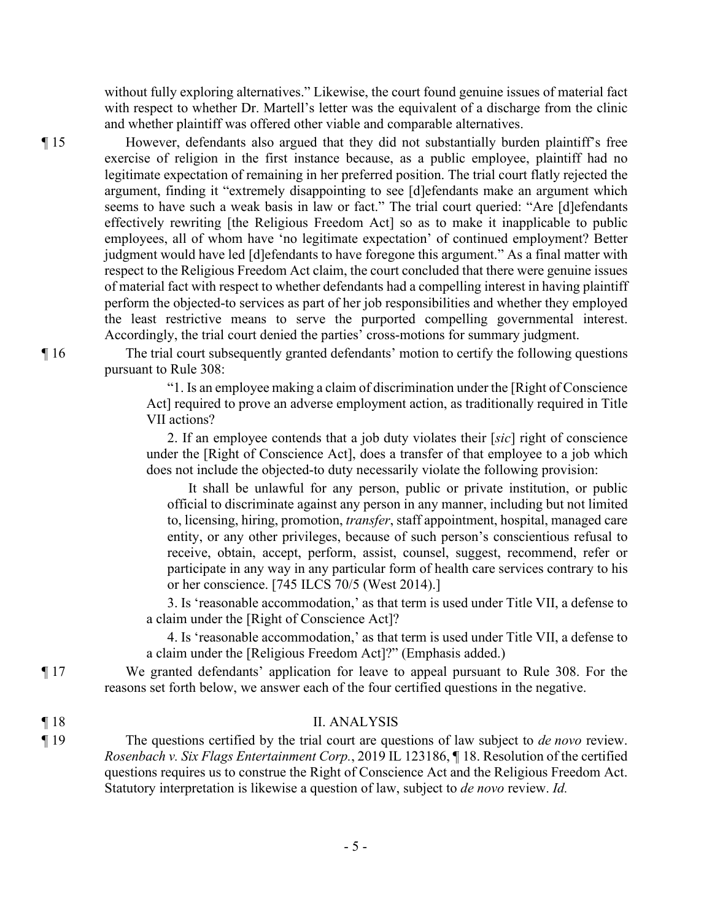without fully exploring alternatives." Likewise, the court found genuine issues of material fact with respect to whether Dr. Martell's letter was the equivalent of a discharge from the clinic and whether plaintiff was offered other viable and comparable alternatives.

¶ 15 However, defendants also argued that they did not substantially burden plaintiff's free exercise of religion in the first instance because, as a public employee, plaintiff had no legitimate expectation of remaining in her preferred position. The trial court flatly rejected the argument, finding it "extremely disappointing to see [d]efendants make an argument which seems to have such a weak basis in law or fact." The trial court queried: "Are [d]efendants effectively rewriting [the Religious Freedom Act] so as to make it inapplicable to public employees, all of whom have 'no legitimate expectation' of continued employment? Better judgment would have led [d]efendants to have foregone this argument." As a final matter with respect to the Religious Freedom Act claim, the court concluded that there were genuine issues of material fact with respect to whether defendants had a compelling interest in having plaintiff perform the objected-to services as part of her job responsibilities and whether they employed the least restrictive means to serve the purported compelling governmental interest. Accordingly, the trial court denied the parties' cross-motions for summary judgment.

¶ 16 The trial court subsequently granted defendants' motion to certify the following questions pursuant to Rule 308:

> "1. Is an employee making a claim of discrimination under the [Right of Conscience Act] required to prove an adverse employment action, as traditionally required in Title VII actions?
>
> 2. If an employee contends that a job duty violates their [*sic*] right of conscience under the [Right of Conscience Act], does a transfer of that employee to a job which does not include the objected-to duty necessarily violate the following provision:
>
>> It shall be unlawful for any person, public or private institution, or public official to discriminate against any person in any manner, including but not limited to, licensing, hiring, promotion, *transfer*, staff appointment, hospital, managed care entity, or any other privileges, because of such person's conscientious refusal to receive, obtain, accept, perform, assist, counsel, suggest, recommend, refer or participate in any way in any particular form of health care services contrary to his or her conscience. [745 ILCS 70/5 (West 2014).]
>
> 3. Is 'reasonable accommodation,' as that term is used under Title VII, a defense to a claim under the [Right of Conscience Act]?
>
> 4. Is 'reasonable accommodation,' as that term is used under Title VII, a defense to a claim under the [Religious Freedom Act]?" (Emphasis added.)

¶ 17 We granted defendants' application for leave to appeal pursuant to Rule 308. For the reasons set forth below, we answer each of the four certified questions in the negative.

## ¶ 18 II. ANALYSIS

¶ 19 The questions certified by the trial court are questions of law subject to *de novo* review. *Rosenbach v. Six Flags Entertainment Corp.*, 2019 IL 123186, ¶ 18. Resolution of the certified questions requires us to construe the Right of Conscience Act and the Religious Freedom Act. Statutory interpretation is likewise a question of law, subject to *de novo* review. *Id.*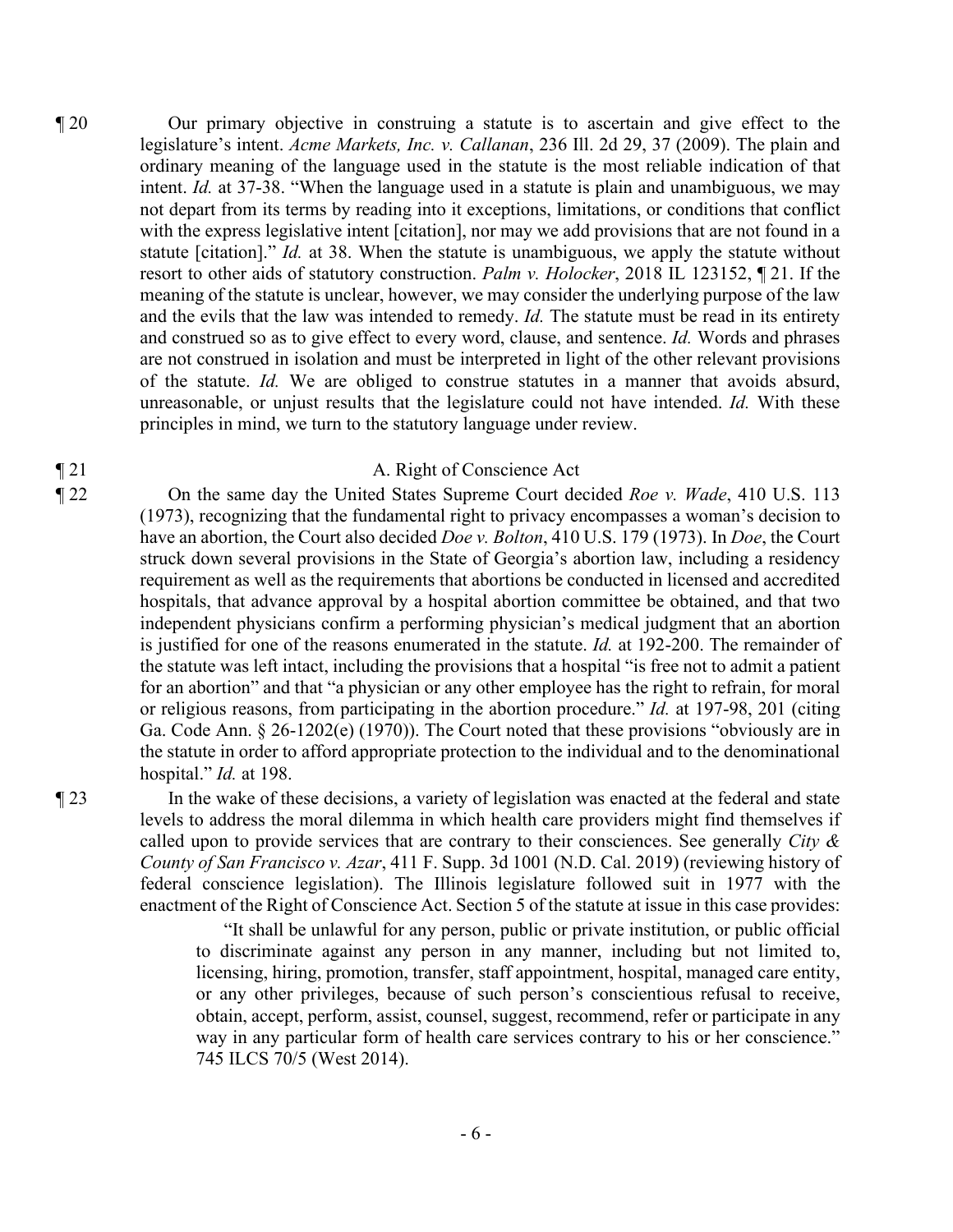¶ 20 Our primary objective in construing a statute is to ascertain and give effect to the legislature's intent. *Acme Markets, Inc. v. Callanan*, 236 Ill. 2d 29, 37 (2009). The plain and ordinary meaning of the language used in the statute is the most reliable indication of that intent. *Id.* at 37-38. "When the language used in a statute is plain and unambiguous, we may not depart from its terms by reading into it exceptions, limitations, or conditions that conflict with the express legislative intent [citation], nor may we add provisions that are not found in a statute [citation]." *Id.* at 38. When the statute is unambiguous, we apply the statute without resort to other aids of statutory construction. *Palm v. Holocker*, 2018 IL 123152, ¶ 21. If the meaning of the statute is unclear, however, we may consider the underlying purpose of the law and the evils that the law was intended to remedy. *Id.* The statute must be read in its entirety and construed so as to give effect to every word, clause, and sentence. *Id.* Words and phrases are not construed in isolation and must be interpreted in light of the other relevant provisions of the statute. *Id.* We are obliged to construe statutes in a manner that avoids absurd, unreasonable, or unjust results that the legislature could not have intended. *Id.* With these principles in mind, we turn to the statutory language under review.

¶ 21 A. Right of Conscience Act

¶ 22 On the same day the United States Supreme Court decided *Roe v. Wade*, 410 U.S. 113 (1973), recognizing that the fundamental right to privacy encompasses a woman's decision to have an abortion, the Court also decided *Doe v. Bolton*, 410 U.S. 179 (1973). In *Doe*, the Court struck down several provisions in the State of Georgia's abortion law, including a residency requirement as well as the requirements that abortions be conducted in licensed and accredited hospitals, that advance approval by a hospital abortion committee be obtained, and that two independent physicians confirm a performing physician's medical judgment that an abortion is justified for one of the reasons enumerated in the statute. *Id.* at 192-200. The remainder of the statute was left intact, including the provisions that a hospital "is free not to admit a patient for an abortion" and that "a physician or any other employee has the right to refrain, for moral or religious reasons, from participating in the abortion procedure." *Id.* at 197-98, 201 (citing Ga. Code Ann. § 26-1202(e) (1970)). The Court noted that these provisions "obviously are in the statute in order to afford appropriate protection to the individual and to the denominational hospital." *Id.* at 198.

¶ 23 In the wake of these decisions, a variety of legislation was enacted at the federal and state levels to address the moral dilemma in which health care providers might find themselves if called upon to provide services that are contrary to their consciences. See generally *City & County of San Francisco v. Azar*, 411 F. Supp. 3d 1001 (N.D. Cal. 2019) (reviewing history of federal conscience legislation). The Illinois legislature followed suit in 1977 with the enactment of the Right of Conscience Act. Section 5 of the statute at issue in this case provides:

> "It shall be unlawful for any person, public or private institution, or public official to discriminate against any person in any manner, including but not limited to, licensing, hiring, promotion, transfer, staff appointment, hospital, managed care entity, or any other privileges, because of such person's conscientious refusal to receive, obtain, accept, perform, assist, counsel, suggest, recommend, refer or participate in any way in any particular form of health care services contrary to his or her conscience." 745 ILCS 70/5 (West 2014).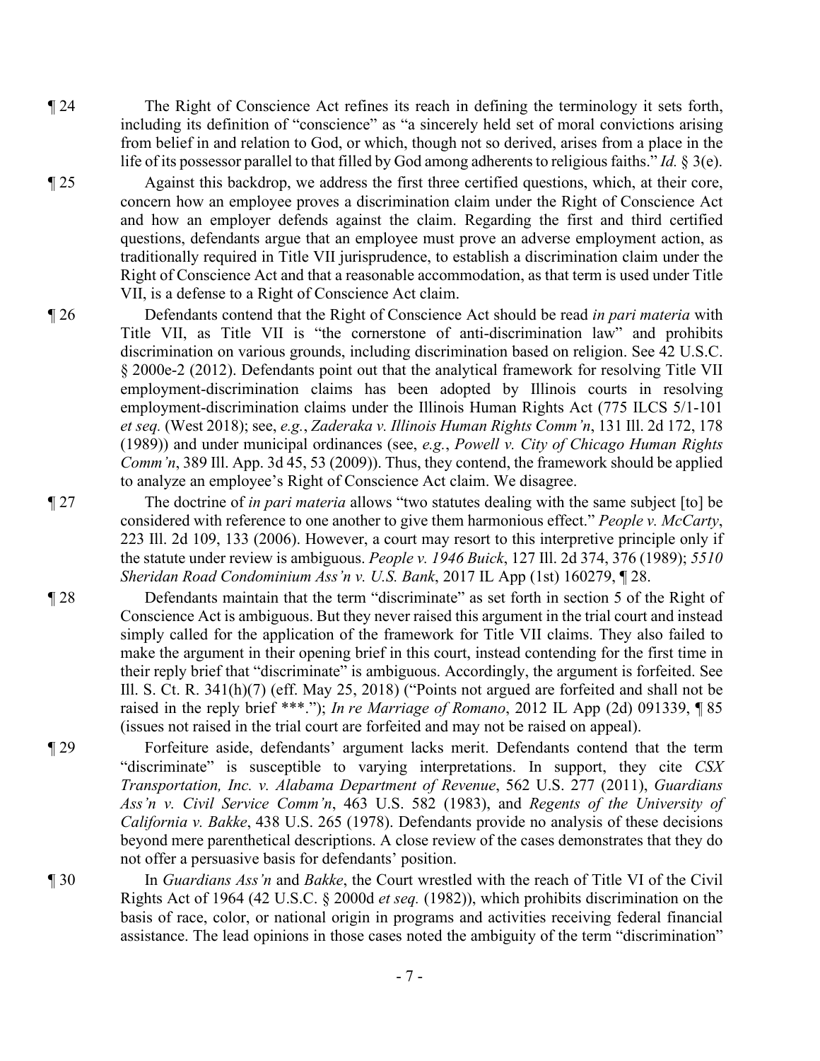¶ 24 The Right of Conscience Act refines its reach in defining the terminology it sets forth, including its definition of "conscience" as "a sincerely held set of moral convictions arising from belief in and relation to God, or which, though not so derived, arises from a place in the life of its possessor parallel to that filled by God among adherents to religious faiths." *Id.* § 3(e).

¶ 25 Against this backdrop, we address the first three certified questions, which, at their core, concern how an employee proves a discrimination claim under the Right of Conscience Act and how an employer defends against the claim. Regarding the first and third certified questions, defendants argue that an employee must prove an adverse employment action, as traditionally required in Title VII jurisprudence, to establish a discrimination claim under the Right of Conscience Act and that a reasonable accommodation, as that term is used under Title VII, is a defense to a Right of Conscience Act claim.

¶ 26 Defendants contend that the Right of Conscience Act should be read *in pari materia* with Title VII, as Title VII is "the cornerstone of anti-discrimination law" and prohibits discrimination on various grounds, including discrimination based on religion. See 42 U.S.C. § 2000e-2 (2012). Defendants point out that the analytical framework for resolving Title VII employment-discrimination claims has been adopted by Illinois courts in resolving employment-discrimination claims under the Illinois Human Rights Act (775 ILCS 5/1-101 *et seq.* (West 2018); see, *e.g.*, *Zaderaka v. Illinois Human Rights Comm'n*, 131 Ill. 2d 172, 178 (1989)) and under municipal ordinances (see, *e.g.*, *Powell v. City of Chicago Human Rights Comm'n*, 389 Ill. App. 3d 45, 53 (2009)). Thus, they contend, the framework should be applied to analyze an employee's Right of Conscience Act claim. We disagree.

¶ 27 The doctrine of *in pari materia* allows "two statutes dealing with the same subject [to] be considered with reference to one another to give them harmonious effect." *People v. McCarty*, 223 Ill. 2d 109, 133 (2006). However, a court may resort to this interpretive principle only if the statute under review is ambiguous. *People v. 1946 Buick*, 127 Ill. 2d 374, 376 (1989); *5510 Sheridan Road Condominium Ass'n v. U.S. Bank*, 2017 IL App (1st) 160279, ¶ 28.

¶ 28 Defendants maintain that the term "discriminate" as set forth in section 5 of the Right of Conscience Act is ambiguous. But they never raised this argument in the trial court and instead simply called for the application of the framework for Title VII claims. They also failed to make the argument in their opening brief in this court, instead contending for the first time in their reply brief that "discriminate" is ambiguous. Accordingly, the argument is forfeited. See Ill. S. Ct. R. 341(h)(7) (eff. May 25, 2018) ("Points not argued are forfeited and shall not be raised in the reply brief ***."); *In re Marriage of Romano*, 2012 IL App (2d) 091339, ¶ 85 (issues not raised in the trial court are forfeited and may not be raised on appeal).

¶ 29 Forfeiture aside, defendants' argument lacks merit. Defendants contend that the term "discriminate" is susceptible to varying interpretations. In support, they cite *CSX Transportation, Inc. v. Alabama Department of Revenue*, 562 U.S. 277 (2011), *Guardians Ass'n v. Civil Service Comm'n*, 463 U.S. 582 (1983), and *Regents of the University of California v. Bakke*, 438 U.S. 265 (1978). Defendants provide no analysis of these decisions beyond mere parenthetical descriptions. A close review of the cases demonstrates that they do not offer a persuasive basis for defendants' position.

¶ 30 In *Guardians Ass'n* and *Bakke*, the Court wrestled with the reach of Title VI of the Civil Rights Act of 1964 (42 U.S.C. § 2000d *et seq.* (1982)), which prohibits discrimination on the basis of race, color, or national origin in programs and activities receiving federal financial assistance. The lead opinions in those cases noted the ambiguity of the term "discrimination"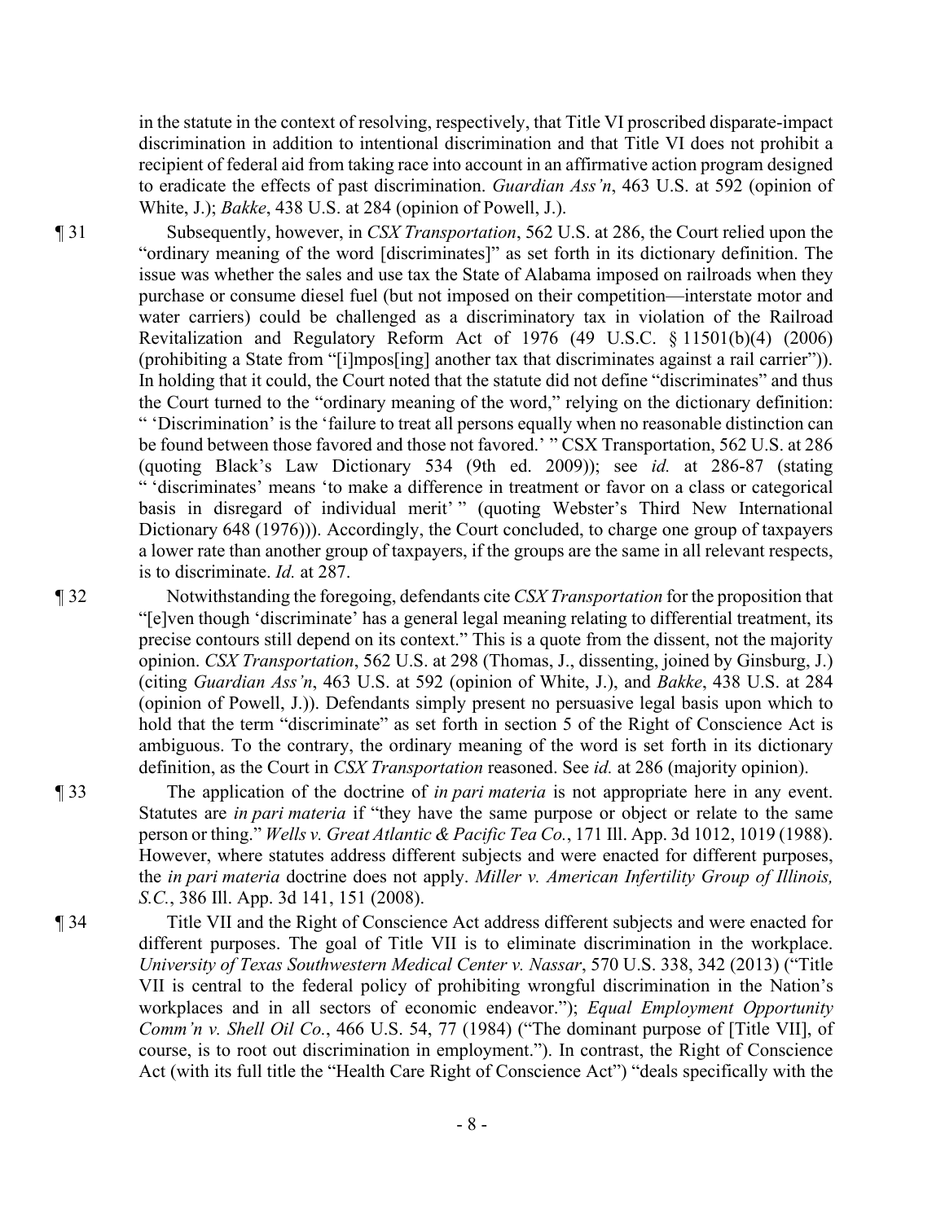in the statute in the context of resolving, respectively, that Title VI proscribed disparate-impact discrimination in addition to intentional discrimination and that Title VI does not prohibit a recipient of federal aid from taking race into account in an affirmative action program designed to eradicate the effects of past discrimination. *Guardian Ass'n*, 463 U.S. at 592 (opinion of White, J.); *Bakke*, 438 U.S. at 284 (opinion of Powell, J.).

¶ 31 Subsequently, however, in *CSX Transportation*, 562 U.S. at 286, the Court relied upon the "ordinary meaning of the word [discriminates]" as set forth in its dictionary definition. The issue was whether the sales and use tax the State of Alabama imposed on railroads when they purchase or consume diesel fuel (but not imposed on their competition—interstate motor and water carriers) could be challenged as a discriminatory tax in violation of the Railroad Revitalization and Regulatory Reform Act of 1976 (49 U.S.C. § 11501(b)(4) (2006) (prohibiting a State from "[i]mpos[ing] another tax that discriminates against a rail carrier")). In holding that it could, the Court noted that the statute did not define "discriminates" and thus the Court turned to the "ordinary meaning of the word," relying on the dictionary definition: " 'Discrimination' is the 'failure to treat all persons equally when no reasonable distinction can be found between those favored and those not favored.' " CSX Transportation, 562 U.S. at 286 (quoting Black's Law Dictionary 534 (9th ed. 2009)); see *id.* at 286-87 (stating " 'discriminates' means 'to make a difference in treatment or favor on a class or categorical basis in disregard of individual merit' " (quoting Webster's Third New International Dictionary 648 (1976))). Accordingly, the Court concluded, to charge one group of taxpayers a lower rate than another group of taxpayers, if the groups are the same in all relevant respects, is to discriminate. *Id.* at 287.

¶ 32 Notwithstanding the foregoing, defendants cite *CSX Transportation* for the proposition that "[e]ven though 'discriminate' has a general legal meaning relating to differential treatment, its precise contours still depend on its context." This is a quote from the dissent, not the majority opinion. *CSX Transportation*, 562 U.S. at 298 (Thomas, J., dissenting, joined by Ginsburg, J.) (citing *Guardian Ass'n*, 463 U.S. at 592 (opinion of White, J.), and *Bakke*, 438 U.S. at 284 (opinion of Powell, J.)). Defendants simply present no persuasive legal basis upon which to hold that the term "discriminate" as set forth in section 5 of the Right of Conscience Act is ambiguous. To the contrary, the ordinary meaning of the word is set forth in its dictionary definition, as the Court in *CSX Transportation* reasoned. See *id.* at 286 (majority opinion).

¶ 33 The application of the doctrine of *in pari materia* is not appropriate here in any event. Statutes are *in pari materia* if "they have the same purpose or object or relate to the same person or thing." *Wells v. Great Atlantic & Pacific Tea Co.*, 171 Ill. App. 3d 1012, 1019 (1988). However, where statutes address different subjects and were enacted for different purposes, the *in pari materia* doctrine does not apply. *Miller v. American Infertility Group of Illinois, S.C.*, 386 Ill. App. 3d 141, 151 (2008).

¶ 34 Title VII and the Right of Conscience Act address different subjects and were enacted for different purposes. The goal of Title VII is to eliminate discrimination in the workplace. *University of Texas Southwestern Medical Center v. Nassar*, 570 U.S. 338, 342 (2013) ("Title VII is central to the federal policy of prohibiting wrongful discrimination in the Nation's workplaces and in all sectors of economic endeavor."); *Equal Employment Opportunity Comm'n v. Shell Oil Co.*, 466 U.S. 54, 77 (1984) ("The dominant purpose of [Title VII], of course, is to root out discrimination in employment."). In contrast, the Right of Conscience Act (with its full title the "Health Care Right of Conscience Act") "deals specifically with the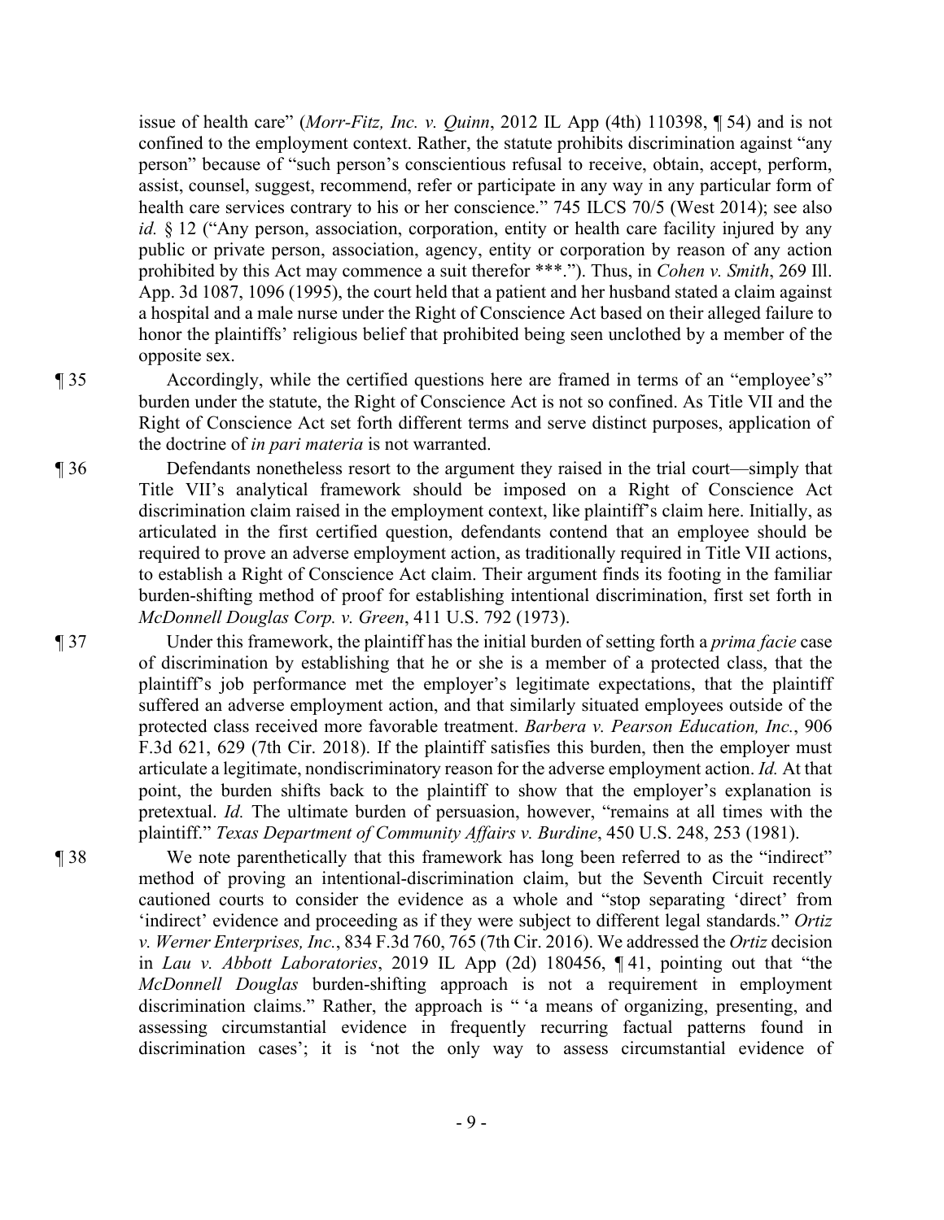issue of health care" (*Morr-Fitz, Inc. v. Quinn*, 2012 IL App (4th) 110398, ¶ 54) and is not confined to the employment context. Rather, the statute prohibits discrimination against "any person" because of "such person's conscientious refusal to receive, obtain, accept, perform, assist, counsel, suggest, recommend, refer or participate in any way in any particular form of health care services contrary to his or her conscience." 745 ILCS 70/5 (West 2014); see also *id.* § 12 ("Any person, association, corporation, entity or health care facility injured by any public or private person, association, agency, entity or corporation by reason of any action prohibited by this Act may commence a suit therefor \*\*\*."). Thus, in *Cohen v. Smith*, 269 Ill. App. 3d 1087, 1096 (1995), the court held that a patient and her husband stated a claim against a hospital and a male nurse under the Right of Conscience Act based on their alleged failure to honor the plaintiffs' religious belief that prohibited being seen unclothed by a member of the opposite sex.

¶ 35 Accordingly, while the certified questions here are framed in terms of an "employee's" burden under the statute, the Right of Conscience Act is not so confined. As Title VII and the Right of Conscience Act set forth different terms and serve distinct purposes, application of the doctrine of *in pari materia* is not warranted.

¶ 36 Defendants nonetheless resort to the argument they raised in the trial court—simply that Title VII's analytical framework should be imposed on a Right of Conscience Act discrimination claim raised in the employment context, like plaintiff's claim here. Initially, as articulated in the first certified question, defendants contend that an employee should be required to prove an adverse employment action, as traditionally required in Title VII actions, to establish a Right of Conscience Act claim. Their argument finds its footing in the familiar burden-shifting method of proof for establishing intentional discrimination, first set forth in *McDonnell Douglas Corp. v. Green*, 411 U.S. 792 (1973).

¶ 37 Under this framework, the plaintiff has the initial burden of setting forth a *prima facie* case of discrimination by establishing that he or she is a member of a protected class, that the plaintiff's job performance met the employer's legitimate expectations, that the plaintiff suffered an adverse employment action, and that similarly situated employees outside of the protected class received more favorable treatment. *Barbera v. Pearson Education, Inc.*, 906 F.3d 621, 629 (7th Cir. 2018). If the plaintiff satisfies this burden, then the employer must articulate a legitimate, nondiscriminatory reason for the adverse employment action. *Id.* At that point, the burden shifts back to the plaintiff to show that the employer's explanation is pretextual. *Id.* The ultimate burden of persuasion, however, "remains at all times with the plaintiff." *Texas Department of Community Affairs v. Burdine*, 450 U.S. 248, 253 (1981).

¶ 38 We note parenthetically that this framework has long been referred to as the "indirect" method of proving an intentional-discrimination claim, but the Seventh Circuit recently cautioned courts to consider the evidence as a whole and "stop separating 'direct' from 'indirect' evidence and proceeding as if they were subject to different legal standards." *Ortiz v. Werner Enterprises, Inc.*, 834 F.3d 760, 765 (7th Cir. 2016). We addressed the *Ortiz* decision in *Lau v. Abbott Laboratories*, 2019 IL App (2d) 180456, ¶ 41, pointing out that "the *McDonnell Douglas* burden-shifting approach is not a requirement in employment discrimination claims." Rather, the approach is " 'a means of organizing, presenting, and assessing circumstantial evidence in frequently recurring factual patterns found in discrimination cases'; it is 'not the only way to assess circumstantial evidence of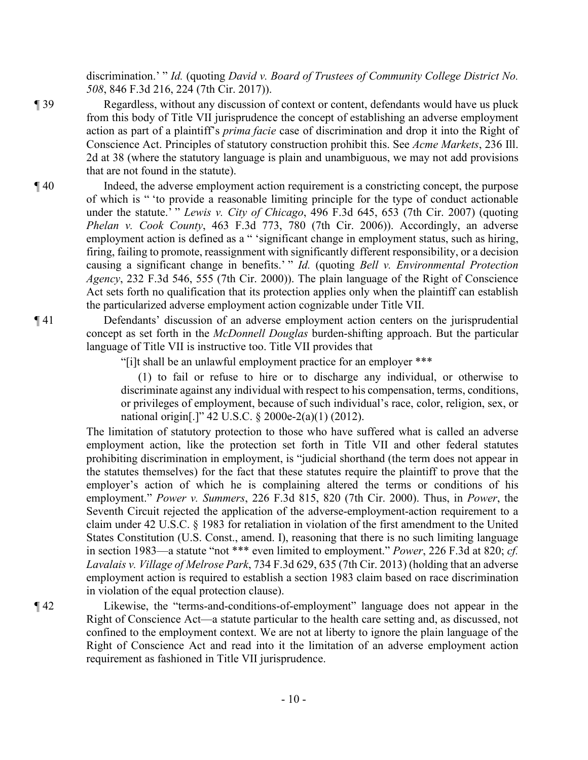discrimination.' " *Id.* (quoting *David v. Board of Trustees of Community College District No. 508*, 846 F.3d 216, 224 (7th Cir. 2017)).

¶ 39 Regardless, without any discussion of context or content, defendants would have us pluck from this body of Title VII jurisprudence the concept of establishing an adverse employment action as part of a plaintiff's *prima facie* case of discrimination and drop it into the Right of Conscience Act. Principles of statutory construction prohibit this. See *Acme Markets*, 236 Ill. 2d at 38 (where the statutory language is plain and unambiguous, we may not add provisions that are not found in the statute).

¶ 40 Indeed, the adverse employment action requirement is a constricting concept, the purpose of which is " 'to provide a reasonable limiting principle for the type of conduct actionable under the statute.' " *Lewis v. City of Chicago*, 496 F.3d 645, 653 (7th Cir. 2007) (quoting *Phelan v. Cook County*, 463 F.3d 773, 780 (7th Cir. 2006)). Accordingly, an adverse employment action is defined as a " 'significant change in employment status, such as hiring, firing, failing to promote, reassignment with significantly different responsibility, or a decision causing a significant change in benefits.' " *Id.* (quoting *Bell v. Environmental Protection Agency*, 232 F.3d 546, 555 (7th Cir. 2000)). The plain language of the Right of Conscience Act sets forth no qualification that its protection applies only when the plaintiff can establish the particularized adverse employment action cognizable under Title VII.

¶ 41 Defendants' discussion of an adverse employment action centers on the jurisprudential concept as set forth in the *McDonnell Douglas* burden-shifting approach. But the particular language of Title VII is instructive too. Title VII provides that

> "[i]t shall be an unlawful employment practice for an employer \*\*\*
>
> (1) to fail or refuse to hire or to discharge any individual, or otherwise to discriminate against any individual with respect to his compensation, terms, conditions, or privileges of employment, because of such individual's race, color, religion, sex, or national origin[.]" 42 U.S.C. § 2000e-2(a)(1) (2012).

The limitation of statutory protection to those who have suffered what is called an adverse employment action, like the protection set forth in Title VII and other federal statutes prohibiting discrimination in employment, is "judicial shorthand (the term does not appear in the statutes themselves) for the fact that these statutes require the plaintiff to prove that the employer's action of which he is complaining altered the terms or conditions of his employment." *Power v. Summers*, 226 F.3d 815, 820 (7th Cir. 2000). Thus, in *Power*, the Seventh Circuit rejected the application of the adverse-employment-action requirement to a claim under 42 U.S.C. § 1983 for retaliation in violation of the first amendment to the United States Constitution (U.S. Const., amend. I), reasoning that there is no such limiting language in section 1983—a statute "not \*\*\* even limited to employment." *Power*, 226 F.3d at 820; *cf. Lavalais v. Village of Melrose Park*, 734 F.3d 629, 635 (7th Cir. 2013) (holding that an adverse employment action is required to establish a section 1983 claim based on race discrimination in violation of the equal protection clause).

¶ 42 Likewise, the "terms-and-conditions-of-employment" language does not appear in the Right of Conscience Act—a statute particular to the health care setting and, as discussed, not confined to the employment context. We are not at liberty to ignore the plain language of the Right of Conscience Act and read into it the limitation of an adverse employment action requirement as fashioned in Title VII jurisprudence.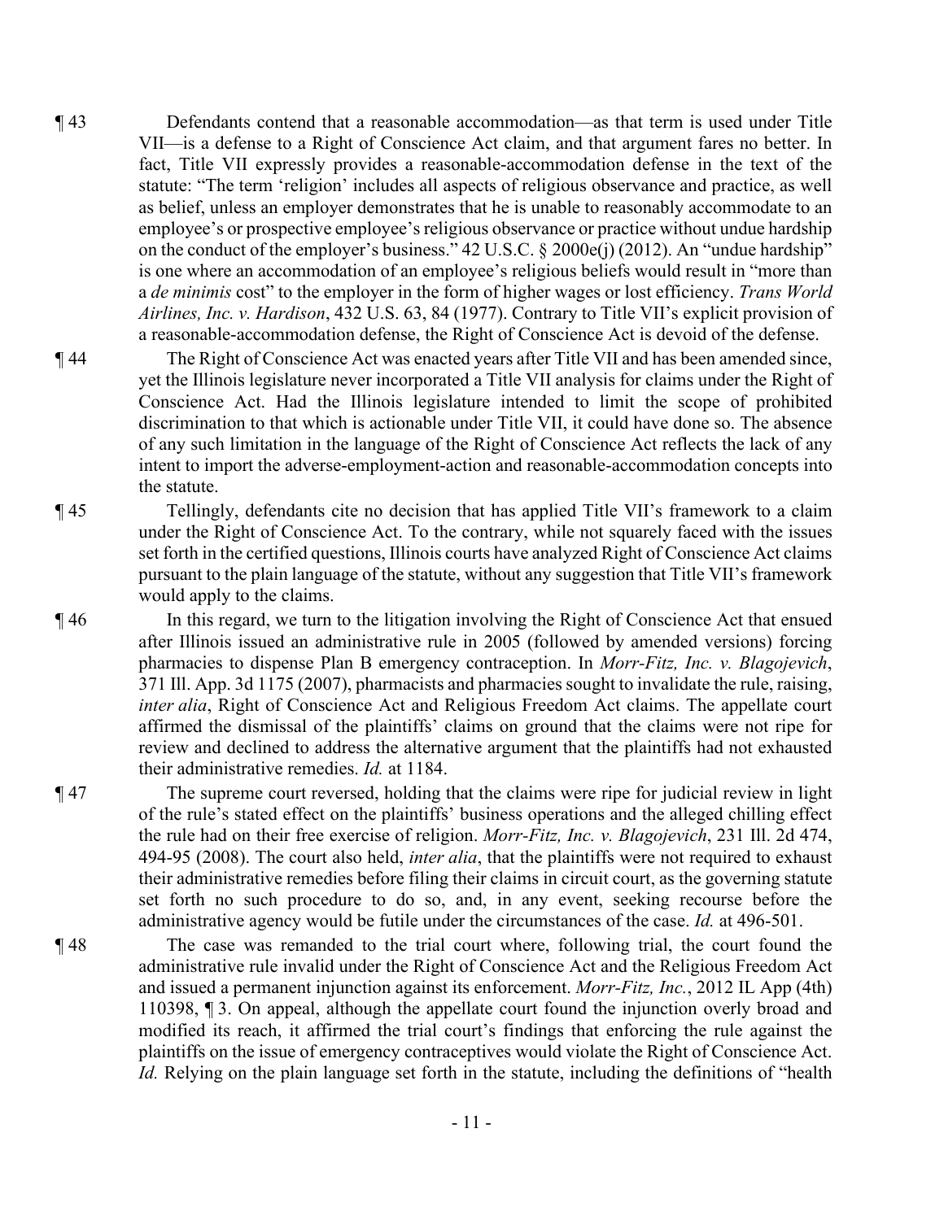¶ 43 Defendants contend that a reasonable accommodation—as that term is used under Title VII—is a defense to a Right of Conscience Act claim, and that argument fares no better. In fact, Title VII expressly provides a reasonable-accommodation defense in the text of the statute: "The term 'religion' includes all aspects of religious observance and practice, as well as belief, unless an employer demonstrates that he is unable to reasonably accommodate to an employee's or prospective employee's religious observance or practice without undue hardship on the conduct of the employer's business." 42 U.S.C. § 2000e(j) (2012). An "undue hardship" is one where an accommodation of an employee's religious beliefs would result in "more than a *de minimis* cost" to the employer in the form of higher wages or lost efficiency. *Trans World Airlines, Inc. v. Hardison*, 432 U.S. 63, 84 (1977). Contrary to Title VII's explicit provision of a reasonable-accommodation defense, the Right of Conscience Act is devoid of the defense.

¶ 44 The Right of Conscience Act was enacted years after Title VII and has been amended since, yet the Illinois legislature never incorporated a Title VII analysis for claims under the Right of Conscience Act. Had the Illinois legislature intended to limit the scope of prohibited discrimination to that which is actionable under Title VII, it could have done so. The absence of any such limitation in the language of the Right of Conscience Act reflects the lack of any intent to import the adverse-employment-action and reasonable-accommodation concepts into the statute.

¶ 45 Tellingly, defendants cite no decision that has applied Title VII's framework to a claim under the Right of Conscience Act. To the contrary, while not squarely faced with the issues set forth in the certified questions, Illinois courts have analyzed Right of Conscience Act claims pursuant to the plain language of the statute, without any suggestion that Title VII's framework would apply to the claims.

¶ 46 In this regard, we turn to the litigation involving the Right of Conscience Act that ensued after Illinois issued an administrative rule in 2005 (followed by amended versions) forcing pharmacies to dispense Plan B emergency contraception. In *Morr-Fitz, Inc. v. Blagojevich*, 371 Ill. App. 3d 1175 (2007), pharmacists and pharmacies sought to invalidate the rule, raising, *inter alia*, Right of Conscience Act and Religious Freedom Act claims. The appellate court affirmed the dismissal of the plaintiffs' claims on ground that the claims were not ripe for review and declined to address the alternative argument that the plaintiffs had not exhausted their administrative remedies. *Id.* at 1184.

¶ 47 The supreme court reversed, holding that the claims were ripe for judicial review in light of the rule's stated effect on the plaintiffs' business operations and the alleged chilling effect the rule had on their free exercise of religion. *Morr-Fitz, Inc. v. Blagojevich*, 231 Ill. 2d 474, 494-95 (2008). The court also held, *inter alia*, that the plaintiffs were not required to exhaust their administrative remedies before filing their claims in circuit court, as the governing statute set forth no such procedure to do so, and, in any event, seeking recourse before the administrative agency would be futile under the circumstances of the case. *Id.* at 496-501.

¶ 48 The case was remanded to the trial court where, following trial, the court found the administrative rule invalid under the Right of Conscience Act and the Religious Freedom Act and issued a permanent injunction against its enforcement. *Morr-Fitz, Inc.*, 2012 IL App (4th) 110398, ¶ 3. On appeal, although the appellate court found the injunction overly broad and modified its reach, it affirmed the trial court's findings that enforcing the rule against the plaintiffs on the issue of emergency contraceptives would violate the Right of Conscience Act. *Id.* Relying on the plain language set forth in the statute, including the definitions of "health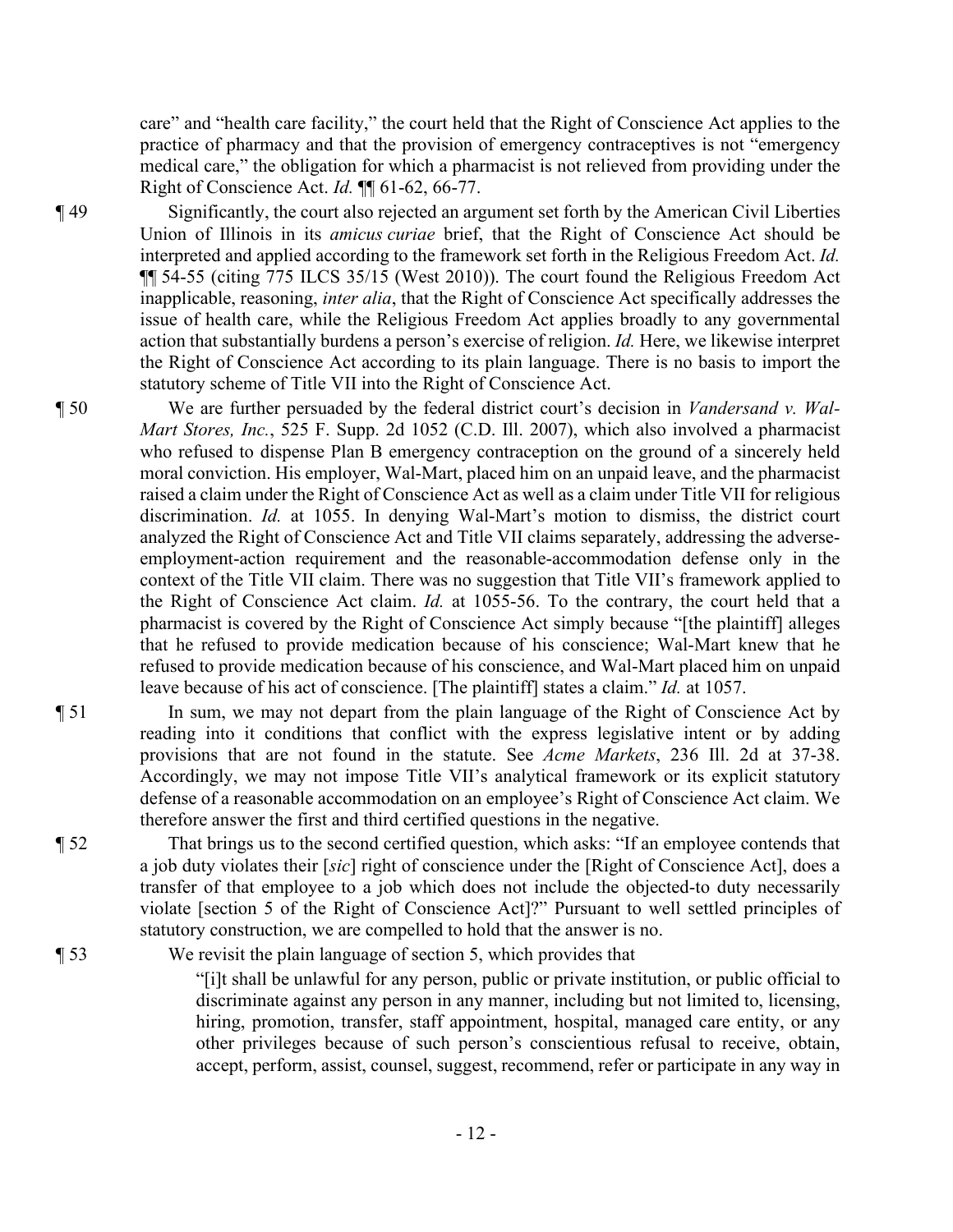care" and "health care facility," the court held that the Right of Conscience Act applies to the practice of pharmacy and that the provision of emergency contraceptives is not "emergency medical care," the obligation for which a pharmacist is not relieved from providing under the Right of Conscience Act. *Id.* ¶¶ 61-62, 66-77.

¶ 49 Significantly, the court also rejected an argument set forth by the American Civil Liberties Union of Illinois in its *amicus curiae* brief, that the Right of Conscience Act should be interpreted and applied according to the framework set forth in the Religious Freedom Act. *Id.* ¶¶ 54-55 (citing 775 ILCS 35/15 (West 2010)). The court found the Religious Freedom Act inapplicable, reasoning, *inter alia*, that the Right of Conscience Act specifically addresses the issue of health care, while the Religious Freedom Act applies broadly to any governmental action that substantially burdens a person's exercise of religion. *Id.* Here, we likewise interpret the Right of Conscience Act according to its plain language. There is no basis to import the statutory scheme of Title VII into the Right of Conscience Act.

¶ 50 We are further persuaded by the federal district court's decision in *Vandersand v. Wal-Mart Stores, Inc.*, 525 F. Supp. 2d 1052 (C.D. Ill. 2007), which also involved a pharmacist who refused to dispense Plan B emergency contraception on the ground of a sincerely held moral conviction. His employer, Wal-Mart, placed him on an unpaid leave, and the pharmacist raised a claim under the Right of Conscience Act as well as a claim under Title VII for religious discrimination. *Id.* at 1055. In denying Wal-Mart's motion to dismiss, the district court analyzed the Right of Conscience Act and Title VII claims separately, addressing the adverse-employment-action requirement and the reasonable-accommodation defense only in the context of the Title VII claim. There was no suggestion that Title VII's framework applied to the Right of Conscience Act claim. *Id.* at 1055-56. To the contrary, the court held that a pharmacist is covered by the Right of Conscience Act simply because "[the plaintiff] alleges that he refused to provide medication because of his conscience; Wal-Mart knew that he refused to provide medication because of his conscience, and Wal-Mart placed him on unpaid leave because of his act of conscience. [The plaintiff] states a claim." *Id.* at 1057.

¶ 51 In sum, we may not depart from the plain language of the Right of Conscience Act by reading into it conditions that conflict with the express legislative intent or by adding provisions that are not found in the statute. See *Acme Markets*, 236 Ill. 2d at 37-38. Accordingly, we may not impose Title VII's analytical framework or its explicit statutory defense of a reasonable accommodation on an employee's Right of Conscience Act claim. We therefore answer the first and third certified questions in the negative.

¶ 52 That brings us to the second certified question, which asks: "If an employee contends that a job duty violates their [*sic*] right of conscience under the [Right of Conscience Act], does a transfer of that employee to a job which does not include the objected-to duty necessarily violate [section 5 of the Right of Conscience Act]?" Pursuant to well settled principles of statutory construction, we are compelled to hold that the answer is no.

¶ 53 We revisit the plain language of section 5, which provides that

> "[i]t shall be unlawful for any person, public or private institution, or public official to discriminate against any person in any manner, including but not limited to, licensing, hiring, promotion, transfer, staff appointment, hospital, managed care entity, or any other privileges because of such person's conscientious refusal to receive, obtain, accept, perform, assist, counsel, suggest, recommend, refer or participate in any way in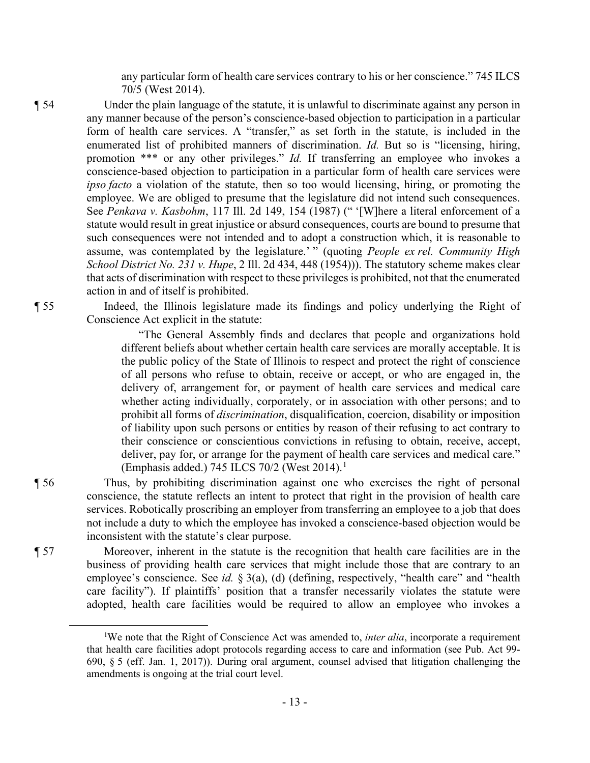any particular form of health care services contrary to his or her conscience." 745 ILCS 70/5 (West 2014).

¶ 54 Under the plain language of the statute, it is unlawful to discriminate against any person in any manner because of the person's conscience-based objection to participation in a particular form of health care services. A "transfer," as set forth in the statute, is included in the enumerated list of prohibited manners of discrimination. *Id.* But so is "licensing, hiring, promotion *** or any other privileges." *Id.* If transferring an employee who invokes a conscience-based objection to participation in a particular form of health care services were *ipso facto* a violation of the statute, then so too would licensing, hiring, or promoting the employee. We are obliged to presume that the legislature did not intend such consequences. See *Penkava v. Kasbohm*, 117 Ill. 2d 149, 154 (1987) (" '[W]here a literal enforcement of a statute would result in great injustice or absurd consequences, courts are bound to presume that such consequences were not intended and to adopt a construction which, it is reasonable to assume, was contemplated by the legislature.' " (quoting *People ex rel. Community High School District No. 231 v. Hupe*, 2 Ill. 2d 434, 448 (1954))). The statutory scheme makes clear that acts of discrimination with respect to these privileges is prohibited, not that the enumerated action in and of itself is prohibited.

¶ 55 Indeed, the Illinois legislature made its findings and policy underlying the Right of Conscience Act explicit in the statute:

> "The General Assembly finds and declares that people and organizations hold different beliefs about whether certain health care services are morally acceptable. It is the public policy of the State of Illinois to respect and protect the right of conscience of all persons who refuse to obtain, receive or accept, or who are engaged in, the delivery of, arrangement for, or payment of health care services and medical care whether acting individually, corporately, or in association with other persons; and to prohibit all forms of *discrimination*, disqualification, coercion, disability or imposition of liability upon such persons or entities by reason of their refusing to act contrary to their conscience or conscientious convictions in refusing to obtain, receive, accept, deliver, pay for, or arrange for the payment of health care services and medical care." (Emphasis added.) 745 ILCS 70/2 (West 2014).[1]

¶ 56 Thus, by prohibiting discrimination against one who exercises the right of personal conscience, the statute reflects an intent to protect that right in the provision of health care services. Robotically proscribing an employer from transferring an employee to a job that does not include a duty to which the employee has invoked a conscience-based objection would be inconsistent with the statute's clear purpose.

¶ 57 Moreover, inherent in the statute is the recognition that health care facilities are in the business of providing health care services that might include those that are contrary to an employee's conscience. See *id.* § 3(a), (d) (defining, respectively, "health care" and "health care facility"). If plaintiffs' position that a transfer necessarily violates the statute were adopted, health care facilities would be required to allow an employee who invokes a

---

[1] We note that the Right of Conscience Act was amended to, *inter alia*, incorporate a requirement that health care facilities adopt protocols regarding access to care and information (see Pub. Act 99-690, § 5 (eff. Jan. 1, 2017)). During oral argument, counsel advised that litigation challenging the amendments is ongoing at the trial court level.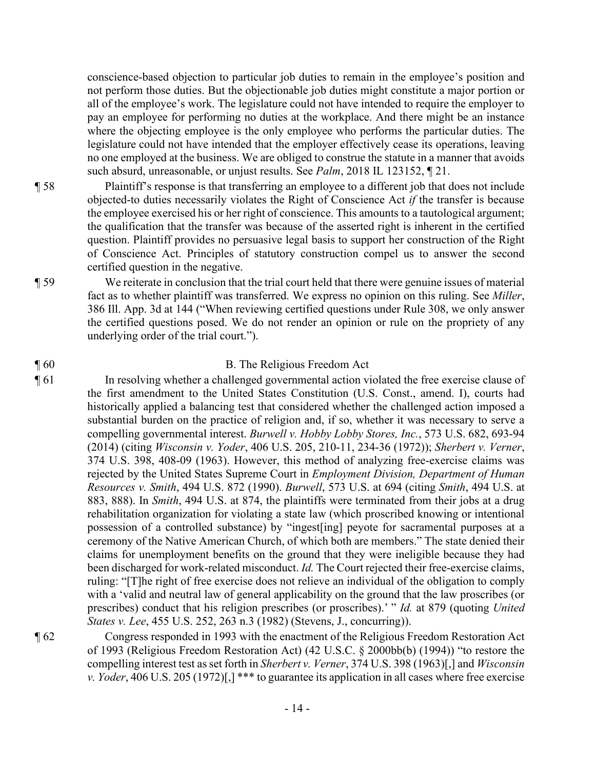conscience-based objection to particular job duties to remain in the employee's position and not perform those duties. But the objectionable job duties might constitute a major portion or all of the employee's work. The legislature could not have intended to require the employer to pay an employee for performing no duties at the workplace. And there might be an instance where the objecting employee is the only employee who performs the particular duties. The legislature could not have intended that the employer effectively cease its operations, leaving no one employed at the business. We are obliged to construe the statute in a manner that avoids such absurd, unreasonable, or unjust results. See *Palm*, 2018 IL 123152, ¶ 21.

¶ 58 Plaintiff's response is that transferring an employee to a different job that does not include objected-to duties necessarily violates the Right of Conscience Act *if* the transfer is because the employee exercised his or her right of conscience. This amounts to a tautological argument; the qualification that the transfer was because of the asserted right is inherent in the certified question. Plaintiff provides no persuasive legal basis to support her construction of the Right of Conscience Act. Principles of statutory construction compel us to answer the second certified question in the negative.

¶ 59 We reiterate in conclusion that the trial court held that there were genuine issues of material fact as to whether plaintiff was transferred. We express no opinion on this ruling. See *Miller*, 386 Ill. App. 3d at 144 ("When reviewing certified questions under Rule 308, we only answer the certified questions posed. We do not render an opinion or rule on the propriety of any underlying order of the trial court.").

¶ 60 B. The Religious Freedom Act

¶ 61 In resolving whether a challenged governmental action violated the free exercise clause of the first amendment to the United States Constitution (U.S. Const., amend. I), courts had historically applied a balancing test that considered whether the challenged action imposed a substantial burden on the practice of religion and, if so, whether it was necessary to serve a compelling governmental interest. *Burwell v. Hobby Lobby Stores, Inc.*, 573 U.S. 682, 693-94 (2014) (citing *Wisconsin v. Yoder*, 406 U.S. 205, 210-11, 234-36 (1972)); *Sherbert v. Verner*, 374 U.S. 398, 408-09 (1963). However, this method of analyzing free-exercise claims was rejected by the United States Supreme Court in *Employment Division, Department of Human Resources v. Smith*, 494 U.S. 872 (1990). *Burwell*, 573 U.S. at 694 (citing *Smith*, 494 U.S. at 883, 888). In *Smith*, 494 U.S. at 874, the plaintiffs were terminated from their jobs at a drug rehabilitation organization for violating a state law (which proscribed knowing or intentional possession of a controlled substance) by "ingest[ing] peyote for sacramental purposes at a ceremony of the Native American Church, of which both are members." The state denied their claims for unemployment benefits on the ground that they were ineligible because they had been discharged for work-related misconduct. *Id.* The Court rejected their free-exercise claims, ruling: "[T]he right of free exercise does not relieve an individual of the obligation to comply with a 'valid and neutral law of general applicability on the ground that the law proscribes (or prescribes) conduct that his religion prescribes (or proscribes).' " *Id.* at 879 (quoting *United States v. Lee*, 455 U.S. 252, 263 n.3 (1982) (Stevens, J., concurring)).

¶ 62 Congress responded in 1993 with the enactment of the Religious Freedom Restoration Act of 1993 (Religious Freedom Restoration Act) (42 U.S.C. § 2000bb(b) (1994)) "to restore the compelling interest test as set forth in *Sherbert v. Verner*, 374 U.S. 398 (1963)[,] and *Wisconsin v. Yoder*, 406 U.S. 205 (1972)[,] *** to guarantee its application in all cases where free exercise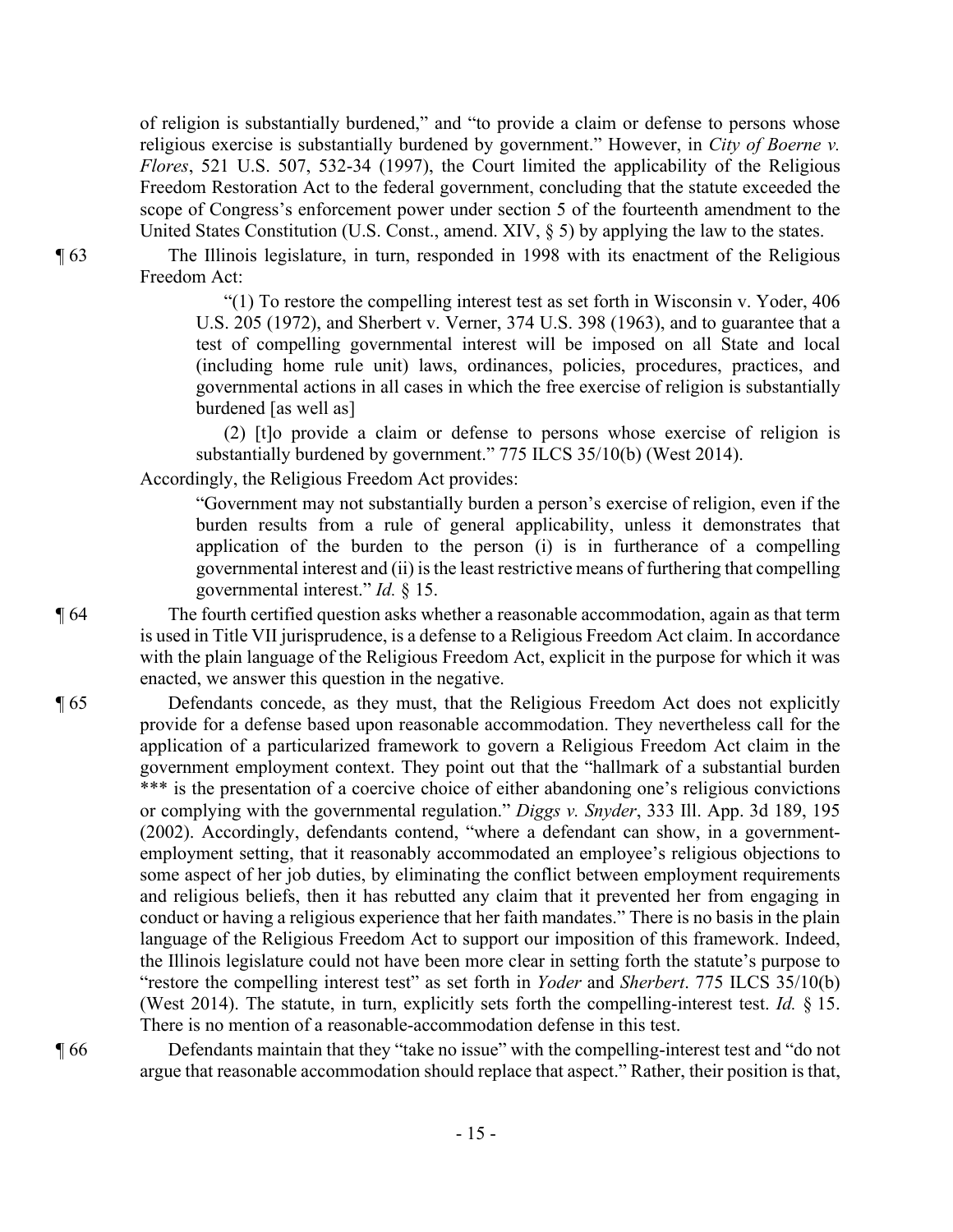of religion is substantially burdened," and "to provide a claim or defense to persons whose religious exercise is substantially burdened by government." However, in *City of Boerne v. Flores*, 521 U.S. 507, 532-34 (1997), the Court limited the applicability of the Religious Freedom Restoration Act to the federal government, concluding that the statute exceeded the scope of Congress's enforcement power under section 5 of the fourteenth amendment to the United States Constitution (U.S. Const., amend. XIV, § 5) by applying the law to the states.

¶ 63 The Illinois legislature, in turn, responded in 1998 with its enactment of the Religious Freedom Act:

> "(1) To restore the compelling interest test as set forth in Wisconsin v. Yoder, 406 U.S. 205 (1972), and Sherbert v. Verner, 374 U.S. 398 (1963), and to guarantee that a test of compelling governmental interest will be imposed on all State and local (including home rule unit) laws, ordinances, policies, procedures, practices, and governmental actions in all cases in which the free exercise of religion is substantially burdened [as well as]
>
> (2) [t]o provide a claim or defense to persons whose exercise of religion is substantially burdened by government." 775 ILCS 35/10(b) (West 2014).

Accordingly, the Religious Freedom Act provides:

> "Government may not substantially burden a person's exercise of religion, even if the burden results from a rule of general applicability, unless it demonstrates that application of the burden to the person (i) is in furtherance of a compelling governmental interest and (ii) is the least restrictive means of furthering that compelling governmental interest." *Id.* § 15.

¶ 64 The fourth certified question asks whether a reasonable accommodation, again as that term is used in Title VII jurisprudence, is a defense to a Religious Freedom Act claim. In accordance with the plain language of the Religious Freedom Act, explicit in the purpose for which it was enacted, we answer this question in the negative.

¶ 65 Defendants concede, as they must, that the Religious Freedom Act does not explicitly provide for a defense based upon reasonable accommodation. They nevertheless call for the application of a particularized framework to govern a Religious Freedom Act claim in the government employment context. They point out that the "hallmark of a substantial burden *** is the presentation of a coercive choice of either abandoning one's religious convictions or complying with the governmental regulation." *Diggs v. Snyder*, 333 Ill. App. 3d 189, 195 (2002). Accordingly, defendants contend, "where a defendant can show, in a government-employment setting, that it reasonably accommodated an employee's religious objections to some aspect of her job duties, by eliminating the conflict between employment requirements and religious beliefs, then it has rebutted any claim that it prevented her from engaging in conduct or having a religious experience that her faith mandates." There is no basis in the plain language of the Religious Freedom Act to support our imposition of this framework. Indeed, the Illinois legislature could not have been more clear in setting forth the statute's purpose to "restore the compelling interest test" as set forth in *Yoder* and *Sherbert*. 775 ILCS 35/10(b) (West 2014). The statute, in turn, explicitly sets forth the compelling-interest test. *Id.* § 15. There is no mention of a reasonable-accommodation defense in this test.

¶ 66 Defendants maintain that they "take no issue" with the compelling-interest test and "do not argue that reasonable accommodation should replace that aspect." Rather, their position is that,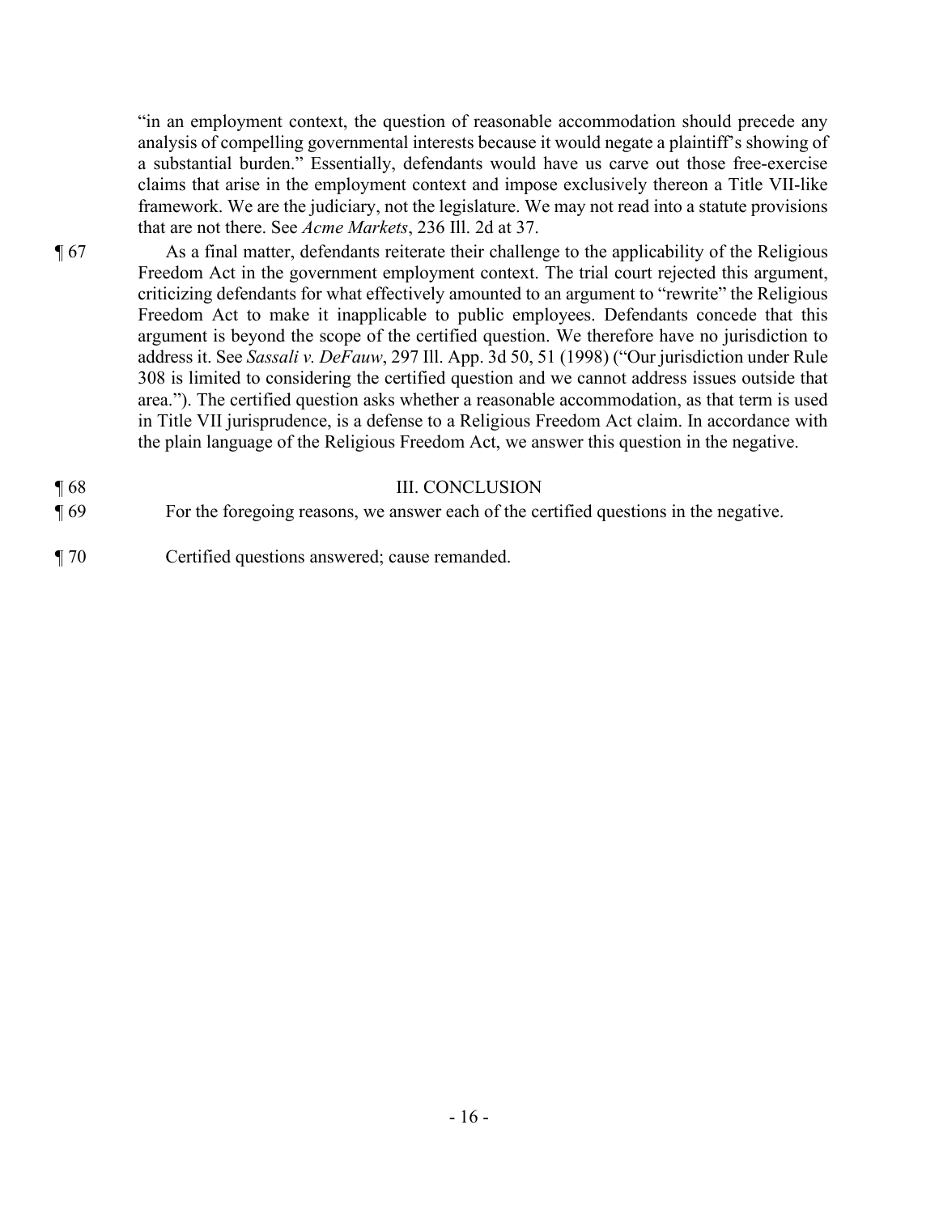"in an employment context, the question of reasonable accommodation should precede any analysis of compelling governmental interests because it would negate a plaintiff's showing of a substantial burden." Essentially, defendants would have us carve out those free-exercise claims that arise in the employment context and impose exclusively thereon a Title VII-like framework. We are the judiciary, not the legislature. We may not read into a statute provisions that are not there. See *Acme Markets*, 236 Ill. 2d at 37.

¶ 67 As a final matter, defendants reiterate their challenge to the applicability of the Religious Freedom Act in the government employment context. The trial court rejected this argument, criticizing defendants for what effectively amounted to an argument to "rewrite" the Religious Freedom Act to make it inapplicable to public employees. Defendants concede that this argument is beyond the scope of the certified question. We therefore have no jurisdiction to address it. See *Sassali v. DeFauw*, 297 Ill. App. 3d 50, 51 (1998) ("Our jurisdiction under Rule 308 is limited to considering the certified question and we cannot address issues outside that area."). The certified question asks whether a reasonable accommodation, as that term is used in Title VII jurisprudence, is a defense to a Religious Freedom Act claim. In accordance with the plain language of the Religious Freedom Act, we answer this question in the negative.

¶ 68

## III. CONCLUSION

¶ 69 For the foregoing reasons, we answer each of the certified questions in the negative.

¶ 70 Certified questions answered; cause remanded.